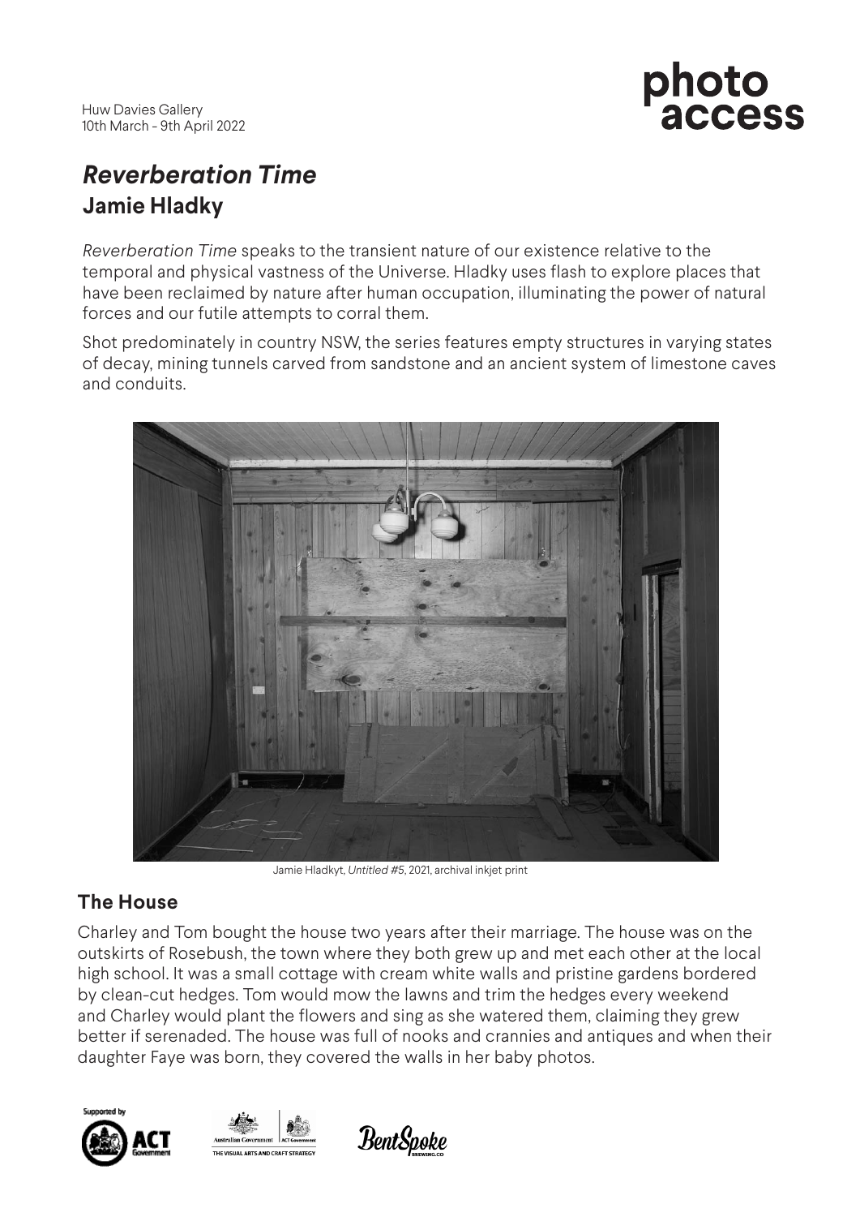Huw Davies Gallery
10th March - 9th April 2022

photo access

# *Reverberation Time*

## Jamie Hladky

*Reverberation Time* speaks to the transient nature of our existence relative to the temporal and physical vastness of the Universe. Hladky uses flash to explore places that have been reclaimed by nature after human occupation, illuminating the power of natural forces and our futile attempts to corral them.

Shot predominately in country NSW, the series features empty structures in varying states of decay, mining tunnels carved from sandstone and an ancient system of limestone caves and conduits.

Jamie Hladkyt, *Untitled #5*, 2021, archival inkjet print

### The House

Charley and Tom bought the house two years after their marriage. The house was on the outskirts of Rosebush, the town where they both grew up and met each other at the local high school. It was a small cottage with cream white walls and pristine gardens bordered by clean-cut hedges. Tom would mow the lawns and trim the hedges every weekend and Charley would plant the flowers and sing as she watered them, claiming they grew better if serenaded. The house was full of nooks and crannies and antiques and when their daughter Faye was born, they covered the walls in her baby photos.

Supported by ACT Government · Australian Government | ACT Government — The Visual Arts and Craft Strategy · BentSpoke Brewing Co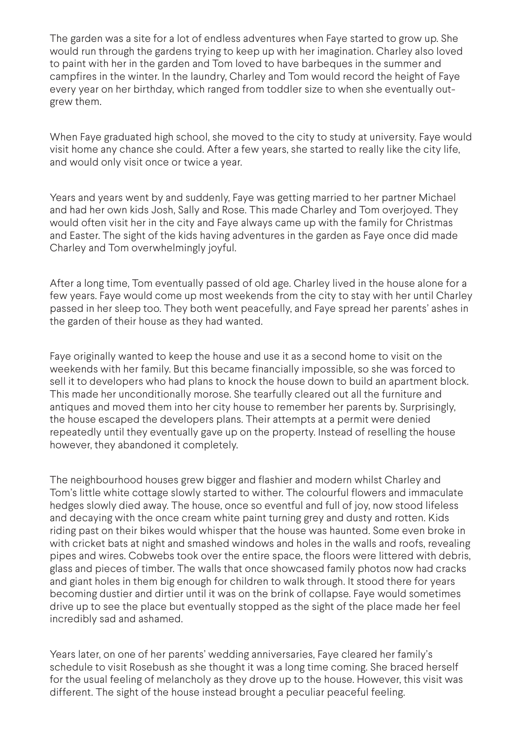The garden was a site for a lot of endless adventures when Faye started to grow up. She would run through the gardens trying to keep up with her imagination. Charley also loved to paint with her in the garden and Tom loved to have barbeques in the summer and campfires in the winter. In the laundry, Charley and Tom would record the height of Faye every year on her birthday, which ranged from toddler size to when she eventually out-grew them.

When Faye graduated high school, she moved to the city to study at university. Faye would visit home any chance she could. After a few years, she started to really like the city life, and would only visit once or twice a year.

Years and years went by and suddenly, Faye was getting married to her partner Michael and had her own kids Josh, Sally and Rose. This made Charley and Tom overjoyed. They would often visit her in the city and Faye always came up with the family for Christmas and Easter. The sight of the kids having adventures in the garden as Faye once did made Charley and Tom overwhelmingly joyful.

After a long time, Tom eventually passed of old age. Charley lived in the house alone for a few years. Faye would come up most weekends from the city to stay with her until Charley passed in her sleep too. They both went peacefully, and Faye spread her parents' ashes in the garden of their house as they had wanted.

Faye originally wanted to keep the house and use it as a second home to visit on the weekends with her family. But this became financially impossible, so she was forced to sell it to developers who had plans to knock the house down to build an apartment block. This made her unconditionally morose. She tearfully cleared out all the furniture and antiques and moved them into her city house to remember her parents by. Surprisingly, the house escaped the developers plans. Their attempts at a permit were denied repeatedly until they eventually gave up on the property. Instead of reselling the house however, they abandoned it completely.

The neighbourhood houses grew bigger and flashier and modern whilst Charley and Tom's little white cottage slowly started to wither. The colourful flowers and immaculate hedges slowly died away. The house, once so eventful and full of joy, now stood lifeless and decaying with the once cream white paint turning grey and dusty and rotten. Kids riding past on their bikes would whisper that the house was haunted. Some even broke in with cricket bats at night and smashed windows and holes in the walls and roofs, revealing pipes and wires. Cobwebs took over the entire space, the floors were littered with debris, glass and pieces of timber. The walls that once showcased family photos now had cracks and giant holes in them big enough for children to walk through. It stood there for years becoming dustier and dirtier until it was on the brink of collapse. Faye would sometimes drive up to see the place but eventually stopped as the sight of the place made her feel incredibly sad and ashamed.

Years later, on one of her parents' wedding anniversaries, Faye cleared her family's schedule to visit Rosebush as she thought it was a long time coming. She braced herself for the usual feeling of melancholy as they drove up to the house. However, this visit was different. The sight of the house instead brought a peculiar peaceful feeling.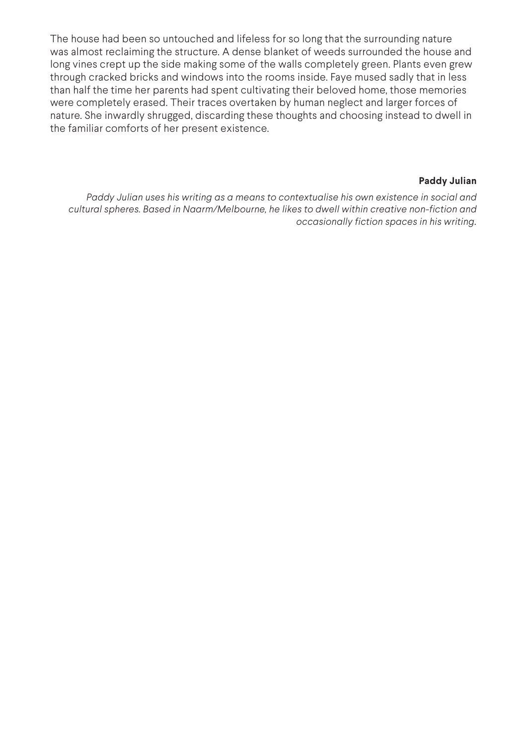The house had been so untouched and lifeless for so long that the surrounding nature was almost reclaiming the structure. A dense blanket of weeds surrounded the house and long vines crept up the side making some of the walls completely green. Plants even grew through cracked bricks and windows into the rooms inside. Faye mused sadly that in less than half the time her parents had spent cultivating their beloved home, those memories were completely erased. Their traces overtaken by human neglect and larger forces of nature. She inwardly shrugged, discarding these thoughts and choosing instead to dwell in the familiar comforts of her present existence.

**Paddy Julian**

*Paddy Julian uses his writing as a means to contextualise his own existence in social and cultural spheres. Based in Naarm/Melbourne, he likes to dwell within creative non-fiction and occasionally fiction spaces in his writing.*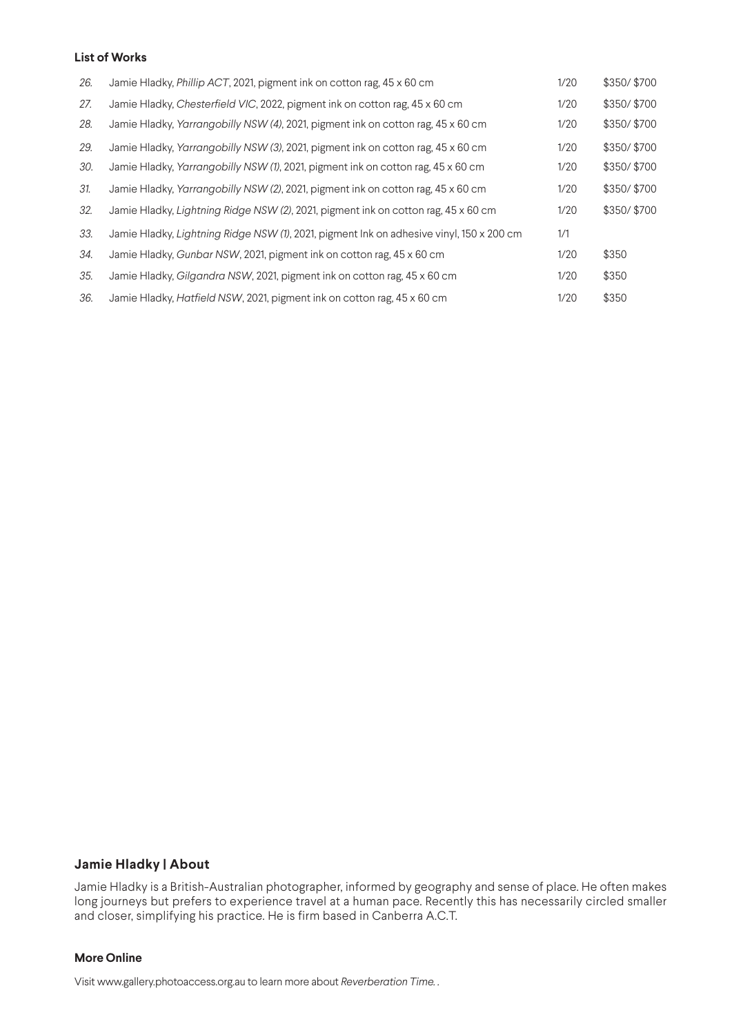**List of Works**

| | | | |
|---|---|---|---|
| *26.* | Jamie Hladky, *Phillip ACT*, 2021, pigment ink on cotton rag, 45 x 60 cm | 1/20 | $350/ $700 |
| *27.* | Jamie Hladky, *Chesterfield VIC*, 2022, pigment ink on cotton rag, 45 x 60 cm | 1/20 | $350/ $700 |
| *28.* | Jamie Hladky, *Yarrangobilly NSW (4)*, 2021, pigment ink on cotton rag, 45 x 60 cm | 1/20 | $350/ $700 |
| *29.* | Jamie Hladky, *Yarrangobilly NSW (3)*, 2021, pigment ink on cotton rag, 45 x 60 cm | 1/20 | $350/ $700 |
| *30.* | Jamie Hladky, *Yarrangobilly NSW (1)*, 2021, pigment ink on cotton rag, 45 x 60 cm | 1/20 | $350/ $700 |
| *31.* | Jamie Hladky, *Yarrangobilly NSW (2)*, 2021, pigment ink on cotton rag, 45 x 60 cm | 1/20 | $350/ $700 |
| *32.* | Jamie Hladky, *Lightning Ridge NSW (2)*, 2021, pigment ink on cotton rag, 45 x 60 cm | 1/20 | $350/ $700 |
| *33.* | Jamie Hladky, *Lightning Ridge NSW (1)*, 2021, pigment Ink on adhesive vinyl, 150 x 200 cm | 1/1 | |
| *34.* | Jamie Hladky, *Gunbar NSW*, 2021, pigment ink on cotton rag, 45 x 60 cm | 1/20 | $350 |
| *35.* | Jamie Hladky, *Gilgandra NSW*, 2021, pigment ink on cotton rag, 45 x 60 cm | 1/20 | $350 |
| *36.* | Jamie Hladky, *Hatfield NSW*, 2021, pigment ink on cotton rag, 45 x 60 cm | 1/20 | $350 |

## Jamie Hladky | About

Jamie Hladky is a British-Australian photographer, informed by geography and sense of place. He often makes long journeys but prefers to experience travel at a human pace. Recently this has necessarily circled smaller and closer, simplifying his practice. He is firm based in Canberra A.C.T.

**More Online**

Visit www.gallery.photoaccess.org.au to learn more about *Reverberation Time.* .